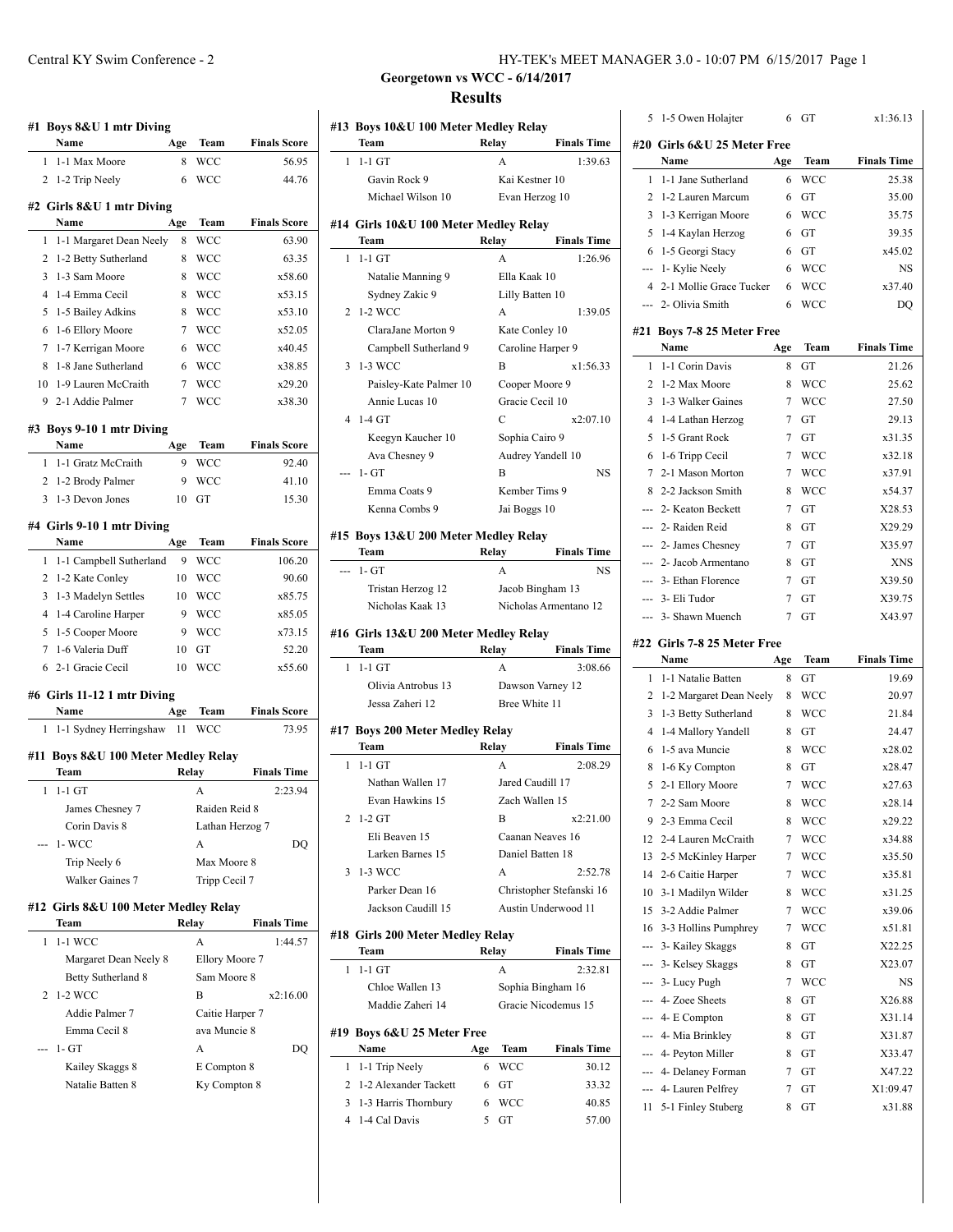# Georgetown vs WCC - 6/14/2017

## Results

### #1 Boys 8&U 1 mtr Diving

| | Name | Age | Team | Finals Score |
|---|---|---|---|---|
| 1 | 1-1 Max Moore | 8 | WCC | 56.95 |
| 2 | 1-2 Trip Neely | 6 | WCC | 44.76 |

### #2 Girls 8&U 1 mtr Diving

| | Name | Age | Team | Finals Score |
|---|---|---|---|---|
| 1 | 1-1 Margaret Dean Neely | 8 | WCC | 63.90 |
| 2 | 1-2 Betty Sutherland | 8 | WCC | 63.35 |
| 3 | 1-3 Sam Moore | 8 | WCC | x58.60 |
| 4 | 1-4 Emma Cecil | 8 | WCC | x53.15 |
| 5 | 1-5 Bailey Adkins | 8 | WCC | x53.10 |
| 6 | 1-6 Ellory Moore | 7 | WCC | x52.05 |
| 7 | 1-7 Kerrigan Moore | 6 | WCC | x40.45 |
| 8 | 1-8 Jane Sutherland | 6 | WCC | x38.85 |
| 10 | 1-9 Lauren McCraith | 7 | WCC | x29.20 |
| 9 | 2-1 Addie Palmer | 7 | WCC | x38.30 |

### #3 Boys 9-10 1 mtr Diving

| | Name | Age | Team | Finals Score |
|---|---|---|---|---|
| 1 | 1-1 Gratz McCraith | 9 | WCC | 92.40 |
| 2 | 1-2 Brody Palmer | 9 | WCC | 41.10 |
| 3 | 1-3 Devon Jones | 10 | GT | 15.30 |

### #4 Girls 9-10 1 mtr Diving

| | Name | Age | Team | Finals Score |
|---|---|---|---|---|
| 1 | 1-1 Campbell Sutherland | 9 | WCC | 106.20 |
| 2 | 1-2 Kate Conley | 10 | WCC | 90.60 |
| 3 | 1-3 Madelyn Settles | 10 | WCC | x85.75 |
| 4 | 1-4 Caroline Harper | 9 | WCC | x85.05 |
| 5 | 1-5 Cooper Moore | 9 | WCC | x73.15 |
| 7 | 1-6 Valeria Duff | 10 | GT | 52.20 |
| 6 | 2-1 Gracie Cecil | 10 | WCC | x55.60 |

### #6 Girls 11-12 1 mtr Diving

| | Name | Age | Team | Finals Score |
|---|---|---|---|---|
| 1 | 1-1 Sydney Herringshaw | 11 | WCC | 73.95 |

### #11 Boys 8&U 100 Meter Medley Relay

| | Team | Relay | Finals Time |
|---|---|---|---|
| 1 | 1-1 GT | A | 2:23.94 |
| | James Chesney 7 | Raiden Reid 8 | |
| | Corin Davis 8 | Lathan Herzog 7 | |
| --- | 1- WCC | A | DQ |
| | Trip Neely 6 | Max Moore 8 | |
| | Walker Gaines 7 | Tripp Cecil 7 | |

### #12 Girls 8&U 100 Meter Medley Relay

| | Team | Relay | Finals Time |
|---|---|---|---|
| 1 | 1-1 WCC | A | 1:44.57 |
| | Margaret Dean Neely 8 | Ellory Moore 7 | |
| | Betty Sutherland 8 | Sam Moore 8 | |
| 2 | 1-2 WCC | B | x2:16.00 |
| | Addie Palmer 7 | Caitie Harper 7 | |
| | Emma Cecil 8 | ava Muncie 8 | |
| --- | 1- GT | A | DQ |
| | Kailey Skaggs 8 | E Compton 8 | |
| | Natalie Batten 8 | Ky Compton 8 | |

### #13 Boys 10&U 100 Meter Medley Relay

| | Team | Relay | Finals Time |
|---|---|---|---|
| 1 | 1-1 GT | A | 1:39.63 |
| | Gavin Rock 9 | Kai Kestner 10 | |
| | Michael Wilson 10 | Evan Herzog 10 | |

### #14 Girls 10&U 100 Meter Medley Relay

| | Team | Relay | Finals Time |
|---|---|---|---|
| 1 | 1-1 GT | A | 1:26.96 |
| | Natalie Manning 9 | Ella Kaak 10 | |
| | Sydney Zakic 9 | Lilly Batten 10 | |
| 2 | 1-2 WCC | A | 1:39.05 |
| | ClaraJane Morton 9 | Kate Conley 10 | |
| | Campbell Sutherland 9 | Caroline Harper 9 | |
| 3 | 1-3 WCC | B | x1:56.33 |
| | Paisley-Kate Palmer 10 | Cooper Moore 9 | |
| | Annie Lucas 10 | Gracie Cecil 10 | |
| 4 | 1-4 GT | C | x2:07.10 |
| | Keegyn Kaucher 10 | Sophia Cairo 9 | |
| | Ava Chesney 9 | Audrey Yandell 10 | |
| --- | 1- GT | B | NS |
| | Emma Coats 9 | Kember Tims 9 | |
| | Kenna Combs 9 | Jai Boggs 10 | |

### #15 Boys 13&U 200 Meter Medley Relay

| | Team | Relay | Finals Time |
|---|---|---|---|
| --- | 1- GT | A | NS |
| | Tristan Herzog 12 | Jacob Bingham 13 | |
| | Nicholas Kaak 13 | Nicholas Armentano 12 | |

### #16 Girls 13&U 200 Meter Medley Relay

| | Team | Relay | Finals Time |
|---|---|---|---|
| 1 | 1-1 GT | A | 3:08.66 |
| | Olivia Antrobus 13 | Dawson Varney 12 | |
| | Jessa Zaheri 12 | Bree White 11 | |

### #17 Boys 200 Meter Medley Relay

| | Team | Relay | Finals Time |
|---|---|---|---|
| 1 | 1-1 GT | A | 2:08.29 |
| | Nathan Wallen 17 | Jared Caudill 17 | |
| | Evan Hawkins 15 | Zach Wallen 15 | |
| 2 | 1-2 GT | B | x2:21.00 |
| | Eli Beaven 15 | Caanan Neaves 16 | |
| | Larken Barnes 15 | Daniel Batten 18 | |
| 3 | 1-3 WCC | A | 2:52.78 |
| | Parker Dean 16 | Christopher Stefanski 16 | |
| | Jackson Caudill 15 | Austin Underwood 11 | |

### #18 Girls 200 Meter Medley Relay

| | Team | Relay | Finals Time |
|---|---|---|---|
| 1 | 1-1 GT | A | 2:32.81 |
| | Chloe Wallen 13 | Sophia Bingham 16 | |
| | Maddie Zaheri 14 | Gracie Nicodemus 15 | |

### #19 Boys 6&U 25 Meter Free

| | Name | Age | Team | Finals Time |
|---|---|---|---|---|
| 1 | 1-1 Trip Neely | 6 | WCC | 30.12 |
| 2 | 1-2 Alexander Tackett | 6 | GT | 33.32 |
| 3 | 1-3 Harris Thornbury | 6 | WCC | 40.85 |
| 4 | 1-4 Cal Davis | 5 | GT | 57.00 |
| 5 | 1-5 Owen Holajter | 6 | GT | x1:36.13 |

### #20 Girls 6&U 25 Meter Free

| | Name | Age | Team | Finals Time |
|---|---|---|---|---|
| 1 | 1-1 Jane Sutherland | 6 | WCC | 25.38 |
| 2 | 1-2 Lauren Marcum | 6 | GT | 35.00 |
| 3 | 1-3 Kerrigan Moore | 6 | WCC | 35.75 |
| 5 | 1-4 Kaylan Herzog | 6 | GT | 39.35 |
| 6 | 1-5 Georgi Stacy | 6 | GT | x45.02 |
| --- | 1- Kylie Neely | 6 | WCC | NS |
| 4 | 2-1 Mollie Grace Tucker | 6 | WCC | x37.40 |
| --- | 2- Olivia Smith | 6 | WCC | DQ |

### #21 Boys 7-8 25 Meter Free

| | Name | Age | Team | Finals Time |
|---|---|---|---|---|
| 1 | 1-1 Corin Davis | 8 | GT | 21.26 |
| 2 | 1-2 Max Moore | 8 | WCC | 25.62 |
| 3 | 1-3 Walker Gaines | 7 | WCC | 27.50 |
| 4 | 1-4 Lathan Herzog | 7 | GT | 29.13 |
| 5 | 1-5 Grant Rock | 7 | GT | x31.35 |
| 6 | 1-6 Tripp Cecil | 7 | WCC | x32.18 |
| 7 | 2-1 Mason Morton | 7 | WCC | x37.91 |
| 8 | 2-2 Jackson Smith | 8 | WCC | x54.37 |
| --- | 2- Keaton Beckett | 7 | GT | X28.53 |
| --- | 2- Raiden Reid | 8 | GT | X29.29 |
| --- | 2- James Chesney | 7 | GT | X35.97 |
| --- | 2- Jacob Armentano | 8 | GT | XNS |
| --- | 3- Ethan Florence | 7 | GT | X39.50 |
| --- | 3- Eli Tudor | 7 | GT | X39.75 |
| --- | 3- Shawn Muench | 7 | GT | X43.97 |

### #22 Girls 7-8 25 Meter Free

| | Name | Age | Team | Finals Time |
|---|---|---|---|---|
| 1 | 1-1 Natalie Batten | 8 | GT | 19.69 |
| 2 | 1-2 Margaret Dean Neely | 8 | WCC | 20.97 |
| 3 | 1-3 Betty Sutherland | 8 | WCC | 21.84 |
| 4 | 1-4 Mallory Yandell | 8 | GT | 24.47 |
| 6 | 1-5 ava Muncie | 8 | WCC | x28.02 |
| 8 | 1-6 Ky Compton | 8 | GT | x28.47 |
| 5 | 2-1 Ellory Moore | 7 | WCC | x27.63 |
| 7 | 2-2 Sam Moore | 8 | WCC | x28.14 |
| 9 | 2-3 Emma Cecil | 8 | WCC | x29.22 |
| 12 | 2-4 Lauren McCraith | 7 | WCC | x34.88 |
| 13 | 2-5 McKinley Harper | 7 | WCC | x35.50 |
| 14 | 2-6 Caitie Harper | 7 | WCC | x35.81 |
| 10 | 3-1 Madilyn Wilder | 8 | WCC | x31.25 |
| 15 | 3-2 Addie Palmer | 7 | WCC | x39.06 |
| 16 | 3-3 Hollins Pumphrey | 7 | WCC | x51.81 |
| --- | 3- Kailey Skaggs | 8 | GT | X22.25 |
| --- | 3- Kelsey Skaggs | 8 | GT | X23.07 |
| --- | 3- Lucy Pugh | 7 | WCC | NS |
| --- | 4- Zoee Sheets | 8 | GT | X26.88 |
| --- | 4- E Compton | 8 | GT | X31.14 |
| --- | 4- Mia Brinkley | 8 | GT | X31.87 |
| --- | 4- Peyton Miller | 8 | GT | X33.47 |
| --- | 4- Delaney Forman | 7 | GT | X47.22 |
| --- | 4- Lauren Pelfrey | 7 | GT | X1:09.47 |
| 11 | 5-1 Finley Stuberg | 8 | GT | x31.88 |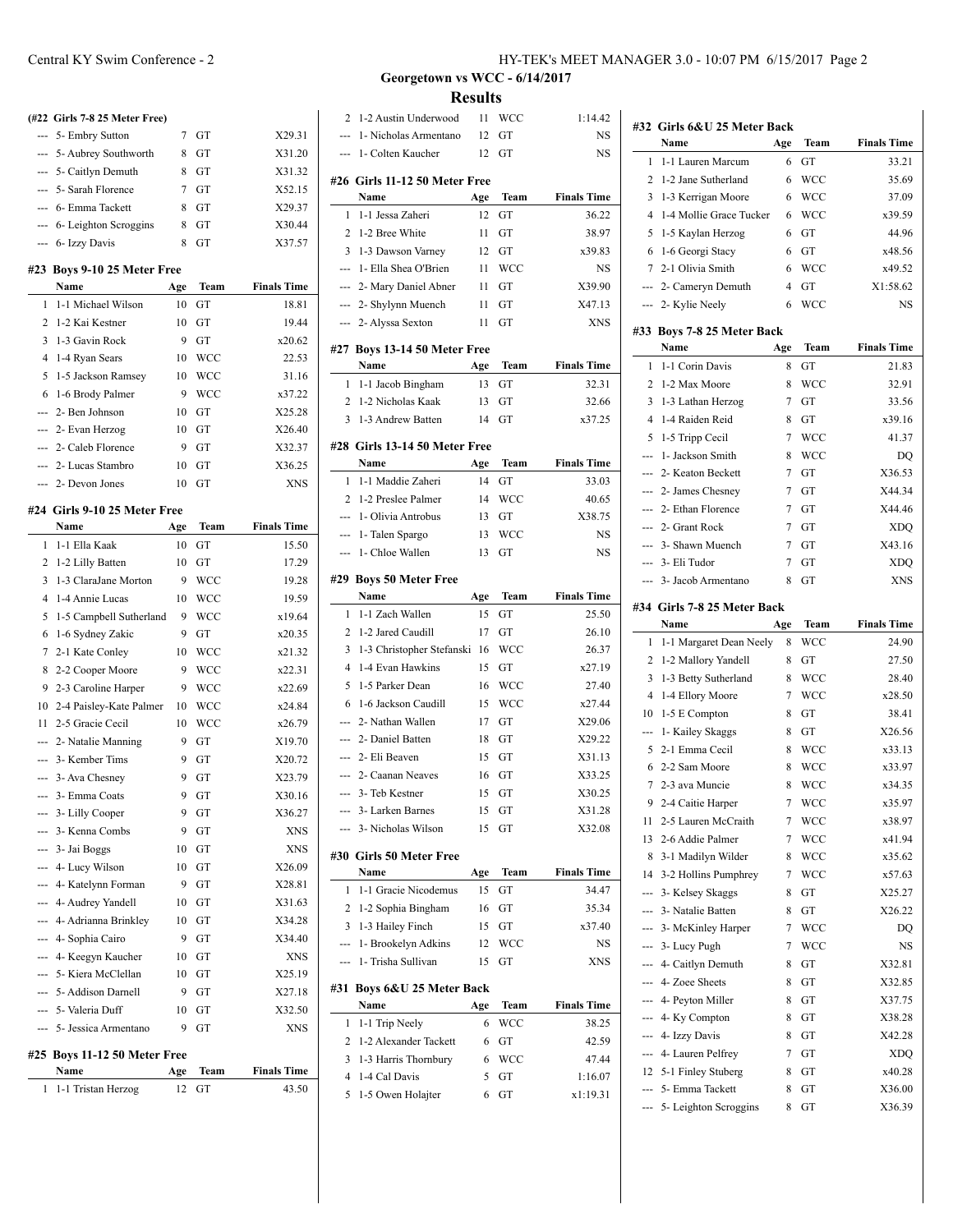## Georgetown vs WCC - 6/14/2017

## Results

### (#22 Girls 7-8 25 Meter Free)

| | Name | Age | Team | Finals Time |
|---|---|---|---|---|
| --- | 5- Embry Sutton | 7 | GT | X29.31 |
| --- | 5- Aubrey Southworth | 8 | GT | X31.20 |
| --- | 5- Caitlyn Demuth | 8 | GT | X31.32 |
| --- | 5- Sarah Florence | 7 | GT | X52.15 |
| --- | 6- Emma Tackett | 8 | GT | X29.37 |
| --- | 6- Leighton Scroggins | 8 | GT | X30.44 |
| --- | 6- Izzy Davis | 8 | GT | X37.57 |

### #23 Boys 9-10 25 Meter Free

| | Name | Age | Team | Finals Time |
|---|---|---|---|---|
| 1 | 1-1 Michael Wilson | 10 | GT | 18.81 |
| 2 | 1-2 Kai Kestner | 10 | GT | 19.44 |
| 3 | 1-3 Gavin Rock | 9 | GT | x20.62 |
| 4 | 1-4 Ryan Sears | 10 | WCC | 22.53 |
| 5 | 1-5 Jackson Ramsey | 10 | WCC | 31.16 |
| 6 | 1-6 Brody Palmer | 9 | WCC | x37.22 |
| --- | 2- Ben Johnson | 10 | GT | X25.28 |
| --- | 2- Evan Herzog | 10 | GT | X26.40 |
| --- | 2- Caleb Florence | 9 | GT | X32.37 |
| --- | 2- Lucas Stambro | 10 | GT | X36.25 |
| --- | 2- Devon Jones | 10 | GT | XNS |

### #24 Girls 9-10 25 Meter Free

| | Name | Age | Team | Finals Time |
|---|---|---|---|---|
| 1 | 1-1 Ella Kaak | 10 | GT | 15.50 |
| 2 | 1-2 Lilly Batten | 10 | GT | 17.29 |
| 3 | 1-3 ClaraJane Morton | 9 | WCC | 19.28 |
| 4 | 1-4 Annie Lucas | 10 | WCC | 19.59 |
| 5 | 1-5 Campbell Sutherland | 9 | WCC | x19.64 |
| 6 | 1-6 Sydney Zakic | 9 | GT | x20.35 |
| 7 | 2-1 Kate Conley | 10 | WCC | x21.32 |
| 8 | 2-2 Cooper Moore | 9 | WCC | x22.31 |
| 9 | 2-3 Caroline Harper | 9 | WCC | x22.69 |
| 10 | 2-4 Paisley-Kate Palmer | 10 | WCC | x24.84 |
| 11 | 2-5 Gracie Cecil | 10 | WCC | x26.79 |
| --- | 2- Natalie Manning | 9 | GT | X19.70 |
| --- | 3- Kember Tims | 9 | GT | X20.72 |
| --- | 3- Ava Chesney | 9 | GT | X23.79 |
| --- | 3- Emma Coats | 9 | GT | X30.16 |
| --- | 3- Lilly Cooper | 9 | GT | X36.27 |
| --- | 3- Kenna Combs | 9 | GT | XNS |
| --- | 3- Jai Boggs | 10 | GT | XNS |
| --- | 4- Lucy Wilson | 10 | GT | X26.09 |
| --- | 4- Katelynn Forman | 9 | GT | X28.81 |
| --- | 4- Audrey Yandell | 10 | GT | X31.63 |
| --- | 4- Adrianna Brinkley | 10 | GT | X34.28 |
| --- | 4- Sophia Cairo | 9 | GT | X34.40 |
| --- | 4- Keegyn Kaucher | 10 | GT | XNS |
| --- | 5- Kiera McClellan | 10 | GT | X25.19 |
| --- | 5- Addison Darnell | 9 | GT | X27.18 |
| --- | 5- Valeria Duff | 10 | GT | X32.50 |
| --- | 5- Jessica Armentano | 9 | GT | XNS |

### #25 Boys 11-12 50 Meter Free

| | Name | Age | Team | Finals Time |
|---|---|---|---|---|
| 1 | 1-1 Tristan Herzog | 12 | GT | 43.50 |
| 2 | 1-2 Austin Underwood | 11 | WCC | 1:14.42 |
| --- | 1- Nicholas Armentano | 12 | GT | NS |
| --- | 1- Colten Kaucher | 12 | GT | NS |

### #26 Girls 11-12 50 Meter Free

| | Name | Age | Team | Finals Time |
|---|---|---|---|---|
| 1 | 1-1 Jessa Zaheri | 12 | GT | 36.22 |
| 2 | 1-2 Bree White | 11 | GT | 38.97 |
| 3 | 1-3 Dawson Varney | 12 | GT | x39.83 |
| --- | 1- Ella Shea O'Brien | 11 | WCC | NS |
| --- | 2- Mary Daniel Abner | 11 | GT | X39.90 |
| --- | 2- Shylynn Muench | 11 | GT | X47.13 |
| --- | 2- Alyssa Sexton | 11 | GT | XNS |

### #27 Boys 13-14 50 Meter Free

| | Name | Age | Team | Finals Time |
|---|---|---|---|---|
| 1 | 1-1 Jacob Bingham | 13 | GT | 32.31 |
| 2 | 1-2 Nicholas Kaak | 13 | GT | 32.66 |
| 3 | 1-3 Andrew Batten | 14 | GT | x37.25 |

### #28 Girls 13-14 50 Meter Free

| | Name | Age | Team | Finals Time |
|---|---|---|---|---|
| 1 | 1-1 Maddie Zaheri | 14 | GT | 33.03 |
| 2 | 1-2 Preslee Palmer | 14 | WCC | 40.65 |
| --- | 1- Olivia Antrobus | 13 | GT | X38.75 |
| --- | 1- Talen Spargo | 13 | WCC | NS |
| --- | 1- Chloe Wallen | 13 | GT | NS |

### #29 Boys 50 Meter Free

| | Name | Age | Team | Finals Time |
|---|---|---|---|---|
| 1 | 1-1 Zach Wallen | 15 | GT | 25.50 |
| 2 | 1-2 Jared Caudill | 17 | GT | 26.10 |
| 3 | 1-3 Christopher Stefanski | 16 | WCC | 26.37 |
| 4 | 1-4 Evan Hawkins | 15 | GT | x27.19 |
| 5 | 1-5 Parker Dean | 16 | WCC | 27.40 |
| 6 | 1-6 Jackson Caudill | 15 | WCC | x27.44 |
| --- | 2- Nathan Wallen | 17 | GT | X29.06 |
| --- | 2- Daniel Batten | 18 | GT | X29.22 |
| --- | 2- Eli Beaven | 15 | GT | X31.13 |
| --- | 2- Caanan Neaves | 16 | GT | X33.25 |
| --- | 3- Teb Kestner | 15 | GT | X30.25 |
| --- | 3- Larken Barnes | 15 | GT | X31.28 |
| --- | 3- Nicholas Wilson | 15 | GT | X32.08 |

### #30 Girls 50 Meter Free

| | Name | Age | Team | Finals Time |
|---|---|---|---|---|
| 1 | 1-1 Gracie Nicodemus | 15 | GT | 34.47 |
| 2 | 1-2 Sophia Bingham | 16 | GT | 35.34 |
| 3 | 1-3 Hailey Finch | 15 | GT | x37.40 |
| --- | 1- Brookelyn Adkins | 12 | WCC | NS |
| --- | 1- Trisha Sullivan | 15 | GT | XNS |

### #31 Boys 6&U 25 Meter Back

| | Name | Age | Team | Finals Time |
|---|---|---|---|---|
| 1 | 1-1 Trip Neely | 6 | WCC | 38.25 |
| 2 | 1-2 Alexander Tackett | 6 | GT | 42.59 |
| 3 | 1-3 Harris Thornbury | 6 | WCC | 47.44 |
| 4 | 1-4 Cal Davis | 5 | GT | 1:16.07 |
| 5 | 1-5 Owen Holajter | 6 | GT | x1:19.31 |

### #32 Girls 6&U 25 Meter Back

| | Name | Age | Team | Finals Time |
|---|---|---|---|---|
| 1 | 1-1 Lauren Marcum | 6 | GT | 33.21 |
| 2 | 1-2 Jane Sutherland | 6 | WCC | 35.69 |
| 3 | 1-3 Kerrigan Moore | 6 | WCC | 37.09 |
| 4 | 1-4 Mollie Grace Tucker | 6 | WCC | x39.59 |
| 5 | 1-5 Kaylan Herzog | 6 | GT | 44.96 |
| 6 | 1-6 Georgi Stacy | 6 | GT | x48.56 |
| 7 | 2-1 Olivia Smith | 6 | WCC | x49.52 |
| --- | 2- Cameryn Demuth | 4 | GT | X1:58.62 |
| --- | 2- Kylie Neely | 6 | WCC | NS |

### #33 Boys 7-8 25 Meter Back

| | Name | Age | Team | Finals Time |
|---|---|---|---|---|
| 1 | 1-1 Corin Davis | 8 | GT | 21.83 |
| 2 | 1-2 Max Moore | 8 | WCC | 32.91 |
| 3 | 1-3 Lathan Herzog | 7 | GT | 33.56 |
| 4 | 1-4 Raiden Reid | 8 | GT | x39.16 |
| 5 | 1-5 Tripp Cecil | 7 | WCC | 41.37 |
| --- | 1- Jackson Smith | 8 | WCC | DQ |
| --- | 2- Keaton Beckett | 7 | GT | X36.53 |
| --- | 2- James Chesney | 7 | GT | X44.34 |
| --- | 2- Ethan Florence | 7 | GT | X44.46 |
| --- | 2- Grant Rock | 7 | GT | XDQ |
| --- | 3- Shawn Muench | 7 | GT | X43.16 |
| --- | 3- Eli Tudor | 7 | GT | XDQ |
| --- | 3- Jacob Armentano | 8 | GT | XNS |

### #34 Girls 7-8 25 Meter Back

| | Name | Age | Team | Finals Time |
|---|---|---|---|---|
| 1 | 1-1 Margaret Dean Neely | 8 | WCC | 24.90 |
| 2 | 1-2 Mallory Yandell | 8 | GT | 27.50 |
| 3 | 1-3 Betty Sutherland | 8 | WCC | 28.40 |
| 4 | 1-4 Ellory Moore | 7 | WCC | x28.50 |
| 10 | 1-5 E Compton | 8 | GT | 38.41 |
| --- | 1- Kailey Skaggs | 8 | GT | X26.56 |
| 5 | 2-1 Emma Cecil | 8 | WCC | x33.13 |
| 6 | 2-2 Sam Moore | 8 | WCC | x33.97 |
| 7 | 2-3 ava Muncie | 8 | WCC | x34.35 |
| 9 | 2-4 Caitie Harper | 7 | WCC | x35.97 |
| 11 | 2-5 Lauren McCraith | 7 | WCC | x38.97 |
| 13 | 2-6 Addie Palmer | 7 | WCC | x41.94 |
| 8 | 3-1 Madilyn Wilder | 8 | WCC | x35.62 |
| 14 | 3-2 Hollins Pumphrey | 7 | WCC | x57.63 |
| --- | 3- Kelsey Skaggs | 8 | GT | X25.27 |
| --- | 3- Natalie Batten | 8 | GT | X26.22 |
| --- | 3- McKinley Harper | 7 | WCC | DQ |
| --- | 3- Lucy Pugh | 7 | WCC | NS |
| --- | 4- Caitlyn Demuth | 8 | GT | X32.81 |
| --- | 4- Zoee Sheets | 8 | GT | X32.85 |
| --- | 4- Peyton Miller | 8 | GT | X37.75 |
| --- | 4- Ky Compton | 8 | GT | X38.28 |
| --- | 4- Izzy Davis | 8 | GT | X42.28 |
| --- | 4- Lauren Pelfrey | 7 | GT | XDQ |
| 12 | 5-1 Finley Stuberg | 8 | GT | x40.28 |
| --- | 5- Emma Tackett | 8 | GT | X36.00 |
| --- | 5- Leighton Scroggins | 8 | GT | X36.39 |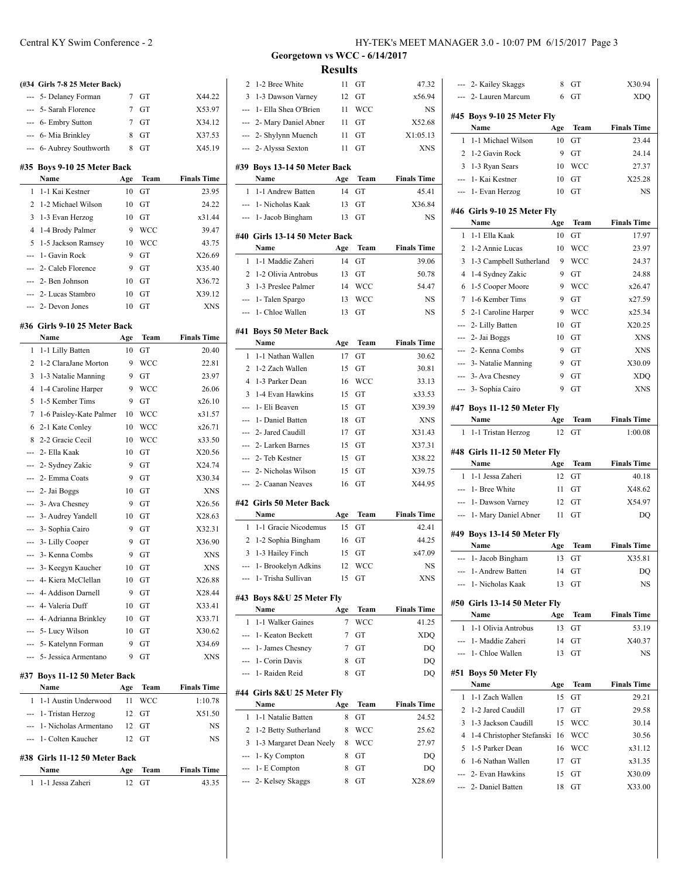## Georgetown vs WCC - 6/14/2017

## Results

### (#34 Girls 7-8 25 Meter Back)

| | Name | Age | Team | Finals Time |
|---|---|---|---|---|
| --- | 5- Delaney Forman | 7 | GT | X44.22 |
| --- | 5- Sarah Florence | 7 | GT | X53.97 |
| --- | 6- Embry Sutton | 7 | GT | X34.12 |
| --- | 6- Mia Brinkley | 8 | GT | X37.53 |
| --- | 6- Aubrey Southworth | 8 | GT | X45.19 |

### #35 Boys 9-10 25 Meter Back

| | Name | Age | Team | Finals Time |
|---|---|---|---|---|
| 1 | 1-1 Kai Kestner | 10 | GT | 23.95 |
| 2 | 1-2 Michael Wilson | 10 | GT | 24.22 |
| 3 | 1-3 Evan Herzog | 10 | GT | x31.44 |
| 4 | 1-4 Brody Palmer | 9 | WCC | 39.47 |
| 5 | 1-5 Jackson Ramsey | 10 | WCC | 43.75 |
| --- | 1- Gavin Rock | 9 | GT | X26.69 |
| --- | 2- Caleb Florence | 9 | GT | X35.40 |
| --- | 2- Ben Johnson | 10 | GT | X36.72 |
| --- | 2- Lucas Stambro | 10 | GT | X39.12 |
| --- | 2- Devon Jones | 10 | GT | XNS |

### #36 Girls 9-10 25 Meter Back

| | Name | Age | Team | Finals Time |
|---|---|---|---|---|
| 1 | 1-1 Lilly Batten | 10 | GT | 20.40 |
| 2 | 1-2 ClaraJane Morton | 9 | WCC | 22.81 |
| 3 | 1-3 Natalie Manning | 9 | GT | 23.97 |
| 4 | 1-4 Caroline Harper | 9 | WCC | 26.06 |
| 5 | 1-5 Kember Tims | 9 | GT | x26.10 |
| 7 | 1-6 Paisley-Kate Palmer | 10 | WCC | x31.57 |
| 6 | 2-1 Kate Conley | 10 | WCC | x26.71 |
| 8 | 2-2 Gracie Cecil | 10 | WCC | x33.50 |
| --- | 2- Ella Kaak | 10 | GT | X20.56 |
| --- | 2- Sydney Zakic | 9 | GT | X24.74 |
| --- | 2- Emma Coats | 9 | GT | X30.34 |
| --- | 2- Jai Boggs | 10 | GT | XNS |
| --- | 3- Ava Chesney | 9 | GT | X26.56 |
| --- | 3- Audrey Yandell | 10 | GT | X28.63 |
| --- | 3- Sophia Cairo | 9 | GT | X32.31 |
| --- | 3- Lilly Cooper | 9 | GT | X36.90 |
| --- | 3- Kenna Combs | 9 | GT | XNS |
| --- | 3- Keegyn Kaucher | 10 | GT | XNS |
| --- | 4- Kiera McClellan | 10 | GT | X26.88 |
| --- | 4- Addison Darnell | 9 | GT | X28.44 |
| --- | 4- Valeria Duff | 10 | GT | X33.41 |
| --- | 4- Adrianna Brinkley | 10 | GT | X33.71 |
| --- | 5- Lucy Wilson | 10 | GT | X30.62 |
| --- | 5- Katelynn Forman | 9 | GT | X34.69 |
| --- | 5- Jessica Armentano | 9 | GT | XNS |

### #37 Boys 11-12 50 Meter Back

| | Name | Age | Team | Finals Time |
|---|---|---|---|---|
| 1 | 1-1 Austin Underwood | 11 | WCC | 1:10.78 |
| --- | 1- Tristan Herzog | 12 | GT | X51.50 |
| --- | 1- Nicholas Armentano | 12 | GT | NS |
| --- | 1- Colten Kaucher | 12 | GT | NS |

### #38 Girls 11-12 50 Meter Back

| | Name | Age | Team | Finals Time |
|---|---|---|---|---|
| 1 | 1-1 Jessa Zaheri | 12 | GT | 43.35 |
| 2 | 1-2 Bree White | 11 | GT | 47.32 |
| 3 | 1-3 Dawson Varney | 12 | GT | x56.94 |
| --- | 1- Ella Shea O'Brien | 11 | WCC | NS |
| --- | 2- Mary Daniel Abner | 11 | GT | X52.68 |
| --- | 2- Shylynn Muench | 11 | GT | X1:05.13 |
| --- | 2- Alyssa Sexton | 11 | GT | XNS |

### #39 Boys 13-14 50 Meter Back

| | Name | Age | Team | Finals Time |
|---|---|---|---|---|
| 1 | 1-1 Andrew Batten | 14 | GT | 45.41 |
| --- | 1- Nicholas Kaak | 13 | GT | X36.84 |
| --- | 1- Jacob Bingham | 13 | GT | NS |

### #40 Girls 13-14 50 Meter Back

| | Name | Age | Team | Finals Time |
|---|---|---|---|---|
| 1 | 1-1 Maddie Zaheri | 14 | GT | 39.06 |
| 2 | 1-2 Olivia Antrobus | 13 | GT | 50.78 |
| 3 | 1-3 Preslee Palmer | 14 | WCC | 54.47 |
| --- | 1- Talen Spargo | 13 | WCC | NS |
| --- | 1- Chloe Wallen | 13 | GT | NS |

### #41 Boys 50 Meter Back

| | Name | Age | Team | Finals Time |
|---|---|---|---|---|
| 1 | 1-1 Nathan Wallen | 17 | GT | 30.62 |
| 2 | 1-2 Zach Wallen | 15 | GT | 30.81 |
| 4 | 1-3 Parker Dean | 16 | WCC | 33.13 |
| 3 | 1-4 Evan Hawkins | 15 | GT | x33.53 |
| --- | 1- Eli Beaven | 15 | GT | X39.39 |
| --- | 1- Daniel Batten | 18 | GT | XNS |
| --- | 2- Jared Caudill | 17 | GT | X31.43 |
| --- | 2- Larken Barnes | 15 | GT | X37.31 |
| --- | 2- Teb Kestner | 15 | GT | X38.22 |
| --- | 2- Nicholas Wilson | 15 | GT | X39.75 |
| --- | 2- Caanan Neaves | 16 | GT | X44.95 |

### #42 Girls 50 Meter Back

| | Name | Age | Team | Finals Time |
|---|---|---|---|---|
| 1 | 1-1 Gracie Nicodemus | 15 | GT | 42.41 |
| 2 | 1-2 Sophia Bingham | 16 | GT | 44.25 |
| 3 | 1-3 Hailey Finch | 15 | GT | x47.09 |
| --- | 1- Brookelyn Adkins | 12 | WCC | NS |
| --- | 1- Trisha Sullivan | 15 | GT | XNS |

### #43 Boys 8&U 25 Meter Fly

| | Name | Age | Team | Finals Time |
|---|---|---|---|---|
| 1 | 1-1 Walker Gaines | 7 | WCC | 41.25 |
| --- | 1- Keaton Beckett | 7 | GT | XDQ |
| --- | 1- James Chesney | 7 | GT | DQ |
| --- | 1- Corin Davis | 8 | GT | DQ |
| --- | 1- Raiden Reid | 8 | GT | DQ |

### #44 Girls 8&U 25 Meter Fly

| | Name | Age | Team | Finals Time |
|---|---|---|---|---|
| 1 | 1-1 Natalie Batten | 8 | GT | 24.52 |
| 2 | 1-2 Betty Sutherland | 8 | WCC | 25.62 |
| 3 | 1-3 Margaret Dean Neely | 8 | WCC | 27.97 |
| --- | 1- Ky Compton | 8 | GT | DQ |
| --- | 1- E Compton | 8 | GT | DQ |
| --- | 2- Kelsey Skaggs | 8 | GT | X28.69 |
| --- | 2- Kailey Skaggs | 8 | GT | X30.94 |
| --- | 2- Lauren Marcum | 6 | GT | XDQ |

### #45 Boys 9-10 25 Meter Fly

| | Name | Age | Team | Finals Time |
|---|---|---|---|---|
| 1 | 1-1 Michael Wilson | 10 | GT | 23.44 |
| 2 | 1-2 Gavin Rock | 9 | GT | 24.14 |
| 3 | 1-3 Ryan Sears | 10 | WCC | 27.37 |
| --- | 1- Kai Kestner | 10 | GT | X25.28 |
| --- | 1- Evan Herzog | 10 | GT | NS |

### #46 Girls 9-10 25 Meter Fly

| | Name | Age | Team | Finals Time |
|---|---|---|---|---|
| 1 | 1-1 Ella Kaak | 10 | GT | 17.97 |
| 2 | 1-2 Annie Lucas | 10 | WCC | 23.97 |
| 3 | 1-3 Campbell Sutherland | 9 | WCC | 24.37 |
| 4 | 1-4 Sydney Zakic | 9 | GT | 24.88 |
| 6 | 1-5 Cooper Moore | 9 | WCC | x26.47 |
| 7 | 1-6 Kember Tims | 9 | GT | x27.59 |
| 5 | 2-1 Caroline Harper | 9 | WCC | x25.34 |
| --- | 2- Lilly Batten | 10 | GT | X20.25 |
| --- | 2- Jai Boggs | 10 | GT | XNS |
| --- | 2- Kenna Combs | 9 | GT | XNS |
| --- | 3- Natalie Manning | 9 | GT | X30.09 |
| --- | 3- Ava Chesney | 9 | GT | XDQ |
| --- | 3- Sophia Cairo | 9 | GT | XNS |

### #47 Boys 11-12 50 Meter Fly

| | Name | Age | Team | Finals Time |
|---|---|---|---|---|
| 1 | 1-1 Tristan Herzog | 12 | GT | 1:00.08 |

### #48 Girls 11-12 50 Meter Fly

| | Name | Age | Team | Finals Time |
|---|---|---|---|---|
| 1 | 1-1 Jessa Zaheri | 12 | GT | 40.18 |
| --- | 1- Bree White | 11 | GT | X48.62 |
| --- | 1- Dawson Varney | 12 | GT | X54.97 |
| --- | 1- Mary Daniel Abner | 11 | GT | DQ |

### #49 Boys 13-14 50 Meter Fly

| | Name | Age | Team | Finals Time |
|---|---|---|---|---|
| --- | 1- Jacob Bingham | 13 | GT | X35.81 |
| --- | 1- Andrew Batten | 14 | GT | DQ |
| --- | 1- Nicholas Kaak | 13 | GT | NS |

### #50 Girls 13-14 50 Meter Fly

| | Name | Age | Team | Finals Time |
|---|---|---|---|---|
| 1 | 1-1 Olivia Antrobus | 13 | GT | 53.19 |
| --- | 1- Maddie Zaheri | 14 | GT | X40.37 |
| --- | 1- Chloe Wallen | 13 | GT | NS |

### #51 Boys 50 Meter Fly

| | Name | Age | Team | Finals Time |
|---|---|---|---|---|
| 1 | 1-1 Zach Wallen | 15 | GT | 29.21 |
| 2 | 1-2 Jared Caudill | 17 | GT | 29.58 |
| 3 | 1-3 Jackson Caudill | 15 | WCC | 30.14 |
| 4 | 1-4 Christopher Stefanski | 16 | WCC | 30.56 |
| 5 | 1-5 Parker Dean | 16 | WCC | x31.12 |
| 6 | 1-6 Nathan Wallen | 17 | GT | x31.35 |
| --- | 2- Evan Hawkins | 15 | GT | X30.09 |
| --- | 2- Daniel Batten | 18 | GT | X33.00 |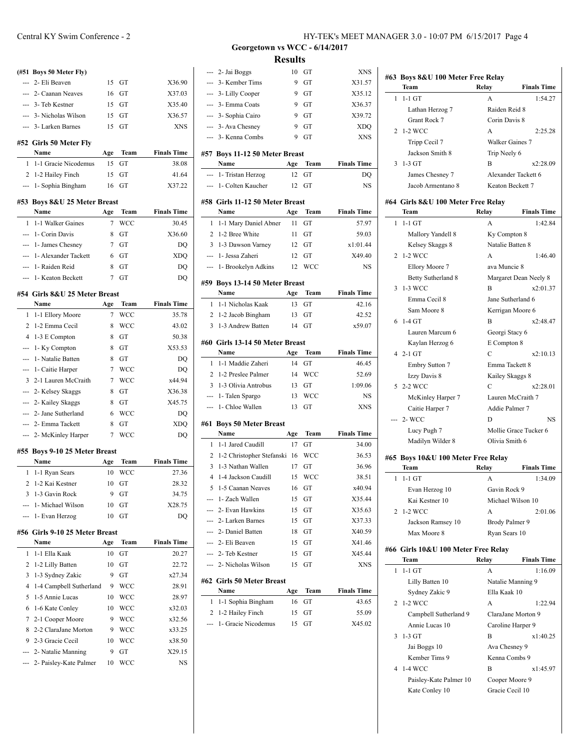## Georgetown vs WCC - 6/14/2017

## Results

### (#51 Boys 50 Meter Fly)

| Place | Name | Age | Team | Finals Time |
|---|---|---|---|---|
| --- | 2- Eli Beaven | 15 | GT | X36.90 |
| --- | 2- Caanan Neaves | 16 | GT | X37.03 |
| --- | 3- Teb Kestner | 15 | GT | X35.40 |
| --- | 3- Nicholas Wilson | 15 | GT | X36.57 |
| --- | 3- Larken Barnes | 15 | GT | XNS |

### #52 Girls 50 Meter Fly

| Place | Name | Age | Team | Finals Time |
|---|---|---|---|---|
| 1 | 1-1 Gracie Nicodemus | 15 | GT | 38.08 |
| 2 | 1-2 Hailey Finch | 15 | GT | 41.64 |
| --- | 1- Sophia Bingham | 16 | GT | X37.22 |

### #53 Boys 8&U 25 Meter Breast

| Place | Name | Age | Team | Finals Time |
|---|---|---|---|---|
| 1 | 1-1 Walker Gaines | 7 | WCC | 30.45 |
| --- | 1- Corin Davis | 8 | GT | X36.60 |
| --- | 1- James Chesney | 7 | GT | DQ |
| --- | 1- Alexander Tackett | 6 | GT | XDQ |
| --- | 1- Raiden Reid | 8 | GT | DQ |
| --- | 1- Keaton Beckett | 7 | GT | DQ |

### #54 Girls 8&U 25 Meter Breast

| Place | Name | Age | Team | Finals Time |
|---|---|---|---|---|
| 1 | 1-1 Ellory Moore | 7 | WCC | 35.78 |
| 2 | 1-2 Emma Cecil | 8 | WCC | 43.02 |
| 4 | 1-3 E Compton | 8 | GT | 50.38 |
| --- | 1- Ky Compton | 8 | GT | X53.53 |
| --- | 1- Natalie Batten | 8 | GT | DQ |
| --- | 1- Caitie Harper | 7 | WCC | DQ |
| 3 | 2-1 Lauren McCraith | 7 | WCC | x44.94 |
| --- | 2- Kelsey Skaggs | 8 | GT | X36.38 |
| --- | 2- Kailey Skaggs | 8 | GT | X45.75 |
| --- | 2- Jane Sutherland | 6 | WCC | DQ |
| --- | 2- Emma Tackett | 8 | GT | XDQ |
| --- | 2- McKinley Harper | 7 | WCC | DQ |

### #55 Boys 9-10 25 Meter Breast

| Place | Name | Age | Team | Finals Time |
|---|---|---|---|---|
| 1 | 1-1 Ryan Sears | 10 | WCC | 27.36 |
| 2 | 1-2 Kai Kestner | 10 | GT | 28.32 |
| 3 | 1-3 Gavin Rock | 9 | GT | 34.75 |
| --- | 1- Michael Wilson | 10 | GT | X28.75 |
| --- | 1- Evan Herzog | 10 | GT | DQ |

### #56 Girls 9-10 25 Meter Breast

| Place | Name | Age | Team | Finals Time |
|---|---|---|---|---|
| 1 | 1-1 Ella Kaak | 10 | GT | 20.27 |
| 2 | 1-2 Lilly Batten | 10 | GT | 22.72 |
| 3 | 1-3 Sydney Zakic | 9 | GT | x27.34 |
| 4 | 1-4 Campbell Sutherland | 9 | WCC | 28.91 |
| 5 | 1-5 Annie Lucas | 10 | WCC | 28.97 |
| 6 | 1-6 Kate Conley | 10 | WCC | x32.03 |
| 7 | 2-1 Cooper Moore | 9 | WCC | x32.56 |
| 8 | 2-2 ClaraJane Morton | 9 | WCC | x33.25 |
| 9 | 2-3 Gracie Cecil | 10 | WCC | x38.50 |
| --- | 2- Natalie Manning | 9 | GT | X29.15 |
| --- | 2- Paisley-Kate Palmer | 10 | WCC | NS |
| --- | 2- Jai Boggs | 10 | GT | XNS |
| --- | 3- Kember Tims | 9 | GT | X31.57 |
| --- | 3- Lilly Cooper | 9 | GT | X35.12 |
| --- | 3- Emma Coats | 9 | GT | X36.37 |
| --- | 3- Sophia Cairo | 9 | GT | X39.72 |
| --- | 3- Ava Chesney | 9 | GT | XDQ |
| --- | 3- Kenna Combs | 9 | GT | XNS |

### #57 Boys 11-12 50 Meter Breast

| Place | Name | Age | Team | Finals Time |
|---|---|---|---|---|
| --- | 1- Tristan Herzog | 12 | GT | DQ |
| --- | 1- Colten Kaucher | 12 | GT | NS |

### #58 Girls 11-12 50 Meter Breast

| Place | Name | Age | Team | Finals Time |
|---|---|---|---|---|
| 1 | 1-1 Mary Daniel Abner | 11 | GT | 57.97 |
| 2 | 1-2 Bree White | 11 | GT | 59.03 |
| 3 | 1-3 Dawson Varney | 12 | GT | x1:01.44 |
| --- | 1- Jessa Zaheri | 12 | GT | X49.40 |
| --- | 1- Brookelyn Adkins | 12 | WCC | NS |

### #59 Boys 13-14 50 Meter Breast

| Place | Name | Age | Team | Finals Time |
|---|---|---|---|---|
| 1 | 1-1 Nicholas Kaak | 13 | GT | 42.16 |
| 2 | 1-2 Jacob Bingham | 13 | GT | 42.52 |
| 3 | 1-3 Andrew Batten | 14 | GT | x59.07 |

### #60 Girls 13-14 50 Meter Breast

| Place | Name | Age | Team | Finals Time |
|---|---|---|---|---|
| 1 | 1-1 Maddie Zaheri | 14 | GT | 46.45 |
| 2 | 1-2 Preslee Palmer | 14 | WCC | 52.69 |
| 3 | 1-3 Olivia Antrobus | 13 | GT | 1:09.06 |
| --- | 1- Talen Spargo | 13 | WCC | NS |
| --- | 1- Chloe Wallen | 13 | GT | XNS |

### #61 Boys 50 Meter Breast

| Place | Name | Age | Team | Finals Time |
|---|---|---|---|---|
| 1 | 1-1 Jared Caudill | 17 | GT | 34.00 |
| 2 | 1-2 Christopher Stefanski | 16 | WCC | 36.53 |
| 3 | 1-3 Nathan Wallen | 17 | GT | 36.96 |
| 4 | 1-4 Jackson Caudill | 15 | WCC | 38.51 |
| 5 | 1-5 Caanan Neaves | 16 | GT | x40.94 |
| --- | 1- Zach Wallen | 15 | GT | X35.44 |
| --- | 2- Evan Hawkins | 15 | GT | X35.63 |
| --- | 2- Larken Barnes | 15 | GT | X37.33 |
| --- | 2- Daniel Batten | 18 | GT | X40.59 |
| --- | 2- Eli Beaven | 15 | GT | X41.46 |
| --- | 2- Teb Kestner | 15 | GT | X45.44 |
| --- | 2- Nicholas Wilson | 15 | GT | XNS |

### #62 Girls 50 Meter Breast

| Place | Name | Age | Team | Finals Time |
|---|---|---|---|---|
| 1 | 1-1 Sophia Bingham | 16 | GT | 43.65 |
| 2 | 1-2 Hailey Finch | 15 | GT | 55.09 |
| --- | 1- Gracie Nicodemus | 15 | GT | X45.02 |

### #63 Boys 8&U 100 Meter Free Relay

| Place | Team | Relay | Finals Time |
|---|---|---|---|
| 1 | 1-1 GT | A | 1:54.27 |
| | Lathan Herzog 7, Raiden Reid 8, Grant Rock 7, Corin Davis 8 | | |
| 2 | 1-2 WCC | A | 2:25.28 |
| | Tripp Cecil 7, Walker Gaines 7, Jackson Smith 8, Trip Neely 6 | | |
| 3 | 1-3 GT | B | x2:28.09 |
| | James Chesney 7, Alexander Tackett 6, Jacob Armentano 8, Keaton Beckett 7 | | |

### #64 Girls 8&U 100 Meter Free Relay

| Place | Team | Relay | Finals Time |
|---|---|---|---|
| 1 | 1-1 GT | A | 1:42.84 |
| | Mallory Yandell 8, Ky Compton 8, Kelsey Skaggs 8, Natalie Batten 8 | | |
| 2 | 1-2 WCC | A | 1:46.40 |
| | Ellory Moore 7, ava Muncie 8, Betty Sutherland 8, Margaret Dean Neely 8 | | |
| 3 | 1-3 WCC | B | x2:01.37 |
| | Emma Cecil 8, Jane Sutherland 6, Sam Moore 8, Kerrigan Moore 6 | | |
| 6 | 1-4 GT | B | x2:48.47 |
| | Lauren Marcum 6, Georgi Stacy 6, Kaylan Herzog 6, E Compton 8 | | |
| 4 | 2-1 GT | C | x2:10.13 |
| | Embry Sutton 7, Emma Tackett 8, Izzy Davis 8, Kailey Skaggs 8 | | |
| 5 | 2-2 WCC | C | x2:28.01 |
| | McKinley Harper 7, Lauren McCraith 7, Caitie Harper 7, Addie Palmer 7 | | |
| --- | 2- WCC | D | NS |
| | Lucy Pugh 7, Mollie Grace Tucker 6, Madilyn Wilder 8, Olivia Smith 6 | | |

### #65 Boys 10&U 100 Meter Free Relay

| Place | Team | Relay | Finals Time |
|---|---|---|---|
| 1 | 1-1 GT | A | 1:34.09 |
| | Evan Herzog 10, Gavin Rock 9, Kai Kestner 10, Michael Wilson 10 | | |
| 2 | 1-2 WCC | A | 2:01.06 |
| | Jackson Ramsey 10, Brody Palmer 9, Max Moore 8, Ryan Sears 10 | | |

### #66 Girls 10&U 100 Meter Free Relay

| Place | Team | Relay | Finals Time |
|---|---|---|---|
| 1 | 1-1 GT | A | 1:16.09 |
| | Lilly Batten 10, Natalie Manning 9, Sydney Zakic 9, Ella Kaak 10 | | |
| 2 | 1-2 WCC | A | 1:22.94 |
| | Campbell Sutherland 9, ClaraJane Morton 9, Annie Lucas 10, Caroline Harper 9 | | |
| 3 | 1-3 GT | B | x1:40.25 |
| | Jai Boggs 10, Ava Chesney 9, Kember Tims 9, Kenna Combs 9 | | |
| 4 | 1-4 WCC | B | x1:45.97 |
| | Paisley-Kate Palmer 10, Cooper Moore 9, Kate Conley 10, Gracie Cecil 10 | | |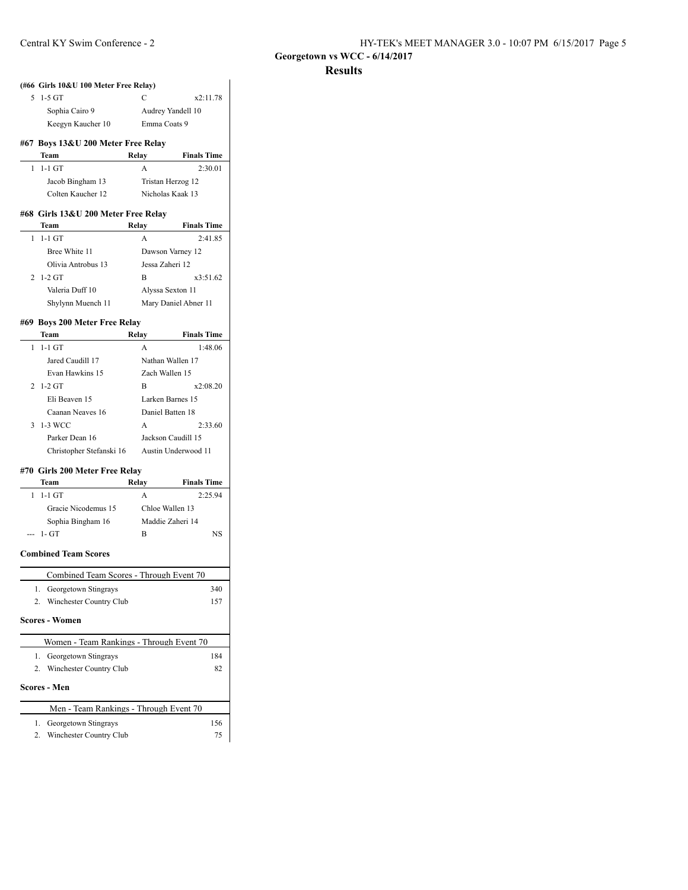### (#66 Girls 10&U 100 Meter Free Relay)

| | | | |
|---|---|---|---|
| 5 | 1-5 GT | C | x2:11.78 |
| | Sophia Cairo 9 | Audrey Yandell 10 | |
| | Keegyn Kaucher 10 | Emma Coats 9 | |

### #67 Boys 13&U 200 Meter Free Relay

| | Team | Relay | Finals Time |
|---|---|---|---|
| 1 | 1-1 GT | A | 2:30.01 |
| | Jacob Bingham 13 | Tristan Herzog 12 | |
| | Colten Kaucher 12 | Nicholas Kaak 13 | |

### #68 Girls 13&U 200 Meter Free Relay

| | Team | Relay | Finals Time |
|---|---|---|---|
| 1 | 1-1 GT | A | 2:41.85 |
| | Bree White 11 | Dawson Varney 12 | |
| | Olivia Antrobus 13 | Jessa Zaheri 12 | |
| 2 | 1-2 GT | B | x3:51.62 |
| | Valeria Duff 10 | Alyssa Sexton 11 | |
| | Shylynn Muench 11 | Mary Daniel Abner 11 | |

### #69 Boys 200 Meter Free Relay

| | Team | Relay | Finals Time |
|---|---|---|---|
| 1 | 1-1 GT | A | 1:48.06 |
| | Jared Caudill 17 | Nathan Wallen 17 | |
| | Evan Hawkins 15 | Zach Wallen 15 | |
| 2 | 1-2 GT | B | x2:08.20 |
| | Eli Beaven 15 | Larken Barnes 15 | |
| | Caanan Neaves 16 | Daniel Batten 18 | |
| 3 | 1-3 WCC | A | 2:33.60 |
| | Parker Dean 16 | Jackson Caudill 15 | |
| | Christopher Stefanski 16 | Austin Underwood 11 | |

### #70 Girls 200 Meter Free Relay

| | Team | Relay | Finals Time |
|---|---|---|---|
| 1 | 1-1 GT | A | 2:25.94 |
| | Gracie Nicodemus 15 | Chloe Wallen 13 | |
| | Sophia Bingham 16 | Maddie Zaheri 14 | |
| --- | 1- GT | B | NS |

### Combined Team Scores

| Combined Team Scores - Through Event 70 | | |
|---|---|---|
| 1. | Georgetown Stingrays | 340 |
| 2. | Winchester Country Club | 157 |

### Scores - Women

| Women - Team Rankings - Through Event 70 | | |
|---|---|---|
| 1. | Georgetown Stingrays | 184 |
| 2. | Winchester Country Club | 82 |

### Scores - Men

| Men - Team Rankings - Through Event 70 | | |
|---|---|---|
| 1. | Georgetown Stingrays | 156 |
| 2. | Winchester Country Club | 75 |